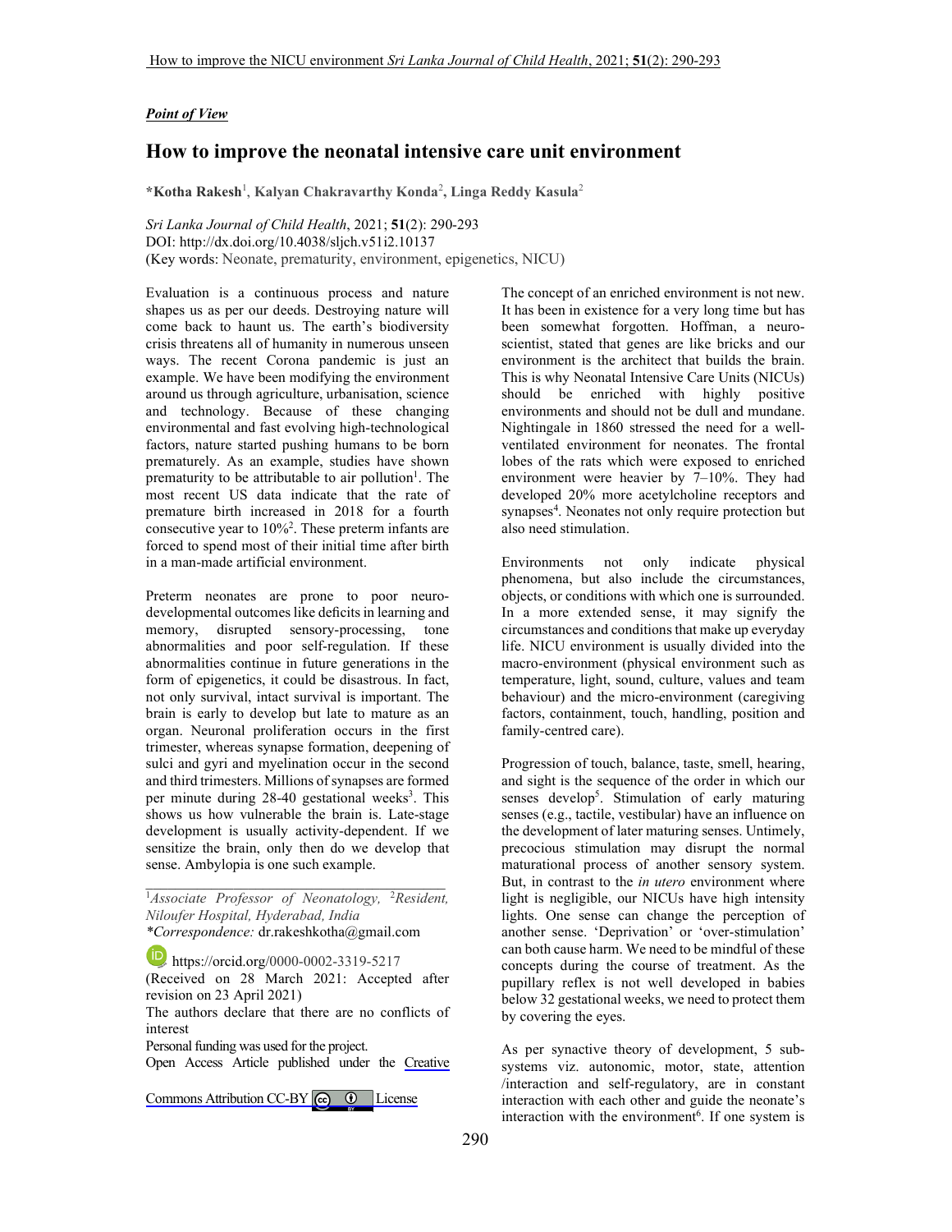*Point of View*

# How to improve the neonatal intensive care unit environment

**\*Kotha Rakesh**[1], **Kalyan Chakravarthy Konda**[2], **Linga Reddy Kasula**[2]

*Sri Lanka Journal of Child Health*, 2021; **51**(2): 290-293
DOI: http://dx.doi.org/10.4038/sljch.v51i2.10137
(Key words: Neonate, prematurity, environment, epigenetics, NICU)

Evaluation is a continuous process and nature shapes us as per our deeds. Destroying nature will come back to haunt us. The earth's biodiversity crisis threatens all of humanity in numerous unseen ways. The recent Corona pandemic is just an example. We have been modifying the environment around us through agriculture, urbanisation, science and technology. Because of these changing environmental and fast evolving high-technological factors, nature started pushing humans to be born prematurely. As an example, studies have shown prematurity to be attributable to air pollution[1]. The most recent US data indicate that the rate of premature birth increased in 2018 for a fourth consecutive year to 10%[2]. These preterm infants are forced to spend most of their initial time after birth in a man-made artificial environment.

Preterm neonates are prone to poor neuro-developmental outcomes like deficits in learning and memory, disrupted sensory-processing, tone abnormalities and poor self-regulation. If these abnormalities continue in future generations in the form of epigenetics, it could be disastrous. In fact, not only survival, intact survival is important. The brain is early to develop but late to mature as an organ. Neuronal proliferation occurs in the first trimester, whereas synapse formation, deepening of sulci and gyri and myelination occur in the second and third trimesters. Millions of synapses are formed per minute during 28-40 gestational weeks[3]. This shows us how vulnerable the brain is. Late-stage development is usually activity-dependent. If we sensitize the brain, only then do we develop that sense. Ambylopia is one such example.

[1]*Associate Professor of Neonatology,* [2]*Resident, Niloufer Hospital, Hyderabad, India*
*\*Correspondence:* dr.rakeshkotha@gmail.com
https://orcid.org/0000-0002-3319-5217
(Received on 28 March 2021: Accepted after revision on 23 April 2021)
The authors declare that there are no conflicts of interest
Personal funding was used for the project.
Open Access Article published under the Creative Commons Attribution CC-BY License

The concept of an enriched environment is not new. It has been in existence for a very long time but has been somewhat forgotten. Hoffman, a neuro-scientist, stated that genes are like bricks and our environment is the architect that builds the brain. This is why Neonatal Intensive Care Units (NICUs) should be enriched with highly positive environments and should not be dull and mundane. Nightingale in 1860 stressed the need for a well-ventilated environment for neonates. The frontal lobes of the rats which were exposed to enriched environment were heavier by 7–10%. They had developed 20% more acetylcholine receptors and synapses[4]. Neonates not only require protection but also need stimulation.

Environments not only indicate physical phenomena, but also include the circumstances, objects, or conditions with which one is surrounded. In a more extended sense, it may signify the circumstances and conditions that make up everyday life. NICU environment is usually divided into the macro-environment (physical environment such as temperature, light, sound, culture, values and team behaviour) and the micro-environment (caregiving factors, containment, touch, handling, position and family-centred care).

Progression of touch, balance, taste, smell, hearing, and sight is the sequence of the order in which our senses develop[5]. Stimulation of early maturing senses (e.g., tactile, vestibular) have an influence on the development of later maturing senses. Untimely, precocious stimulation may disrupt the normal maturational process of another sensory system. But, in contrast to the *in utero* environment where light is negligible, our NICUs have high intensity lights. One sense can change the perception of another sense. 'Deprivation' or 'over-stimulation' can both cause harm. We need to be mindful of these concepts during the course of treatment. As the pupillary reflex is not well developed in babies below 32 gestational weeks, we need to protect them by covering the eyes.

As per synactive theory of development, 5 sub-systems viz. autonomic, motor, state, attention /interaction and self-regulatory, are in constant interaction with each other and guide the neonate's interaction with the environment[6]. If one system is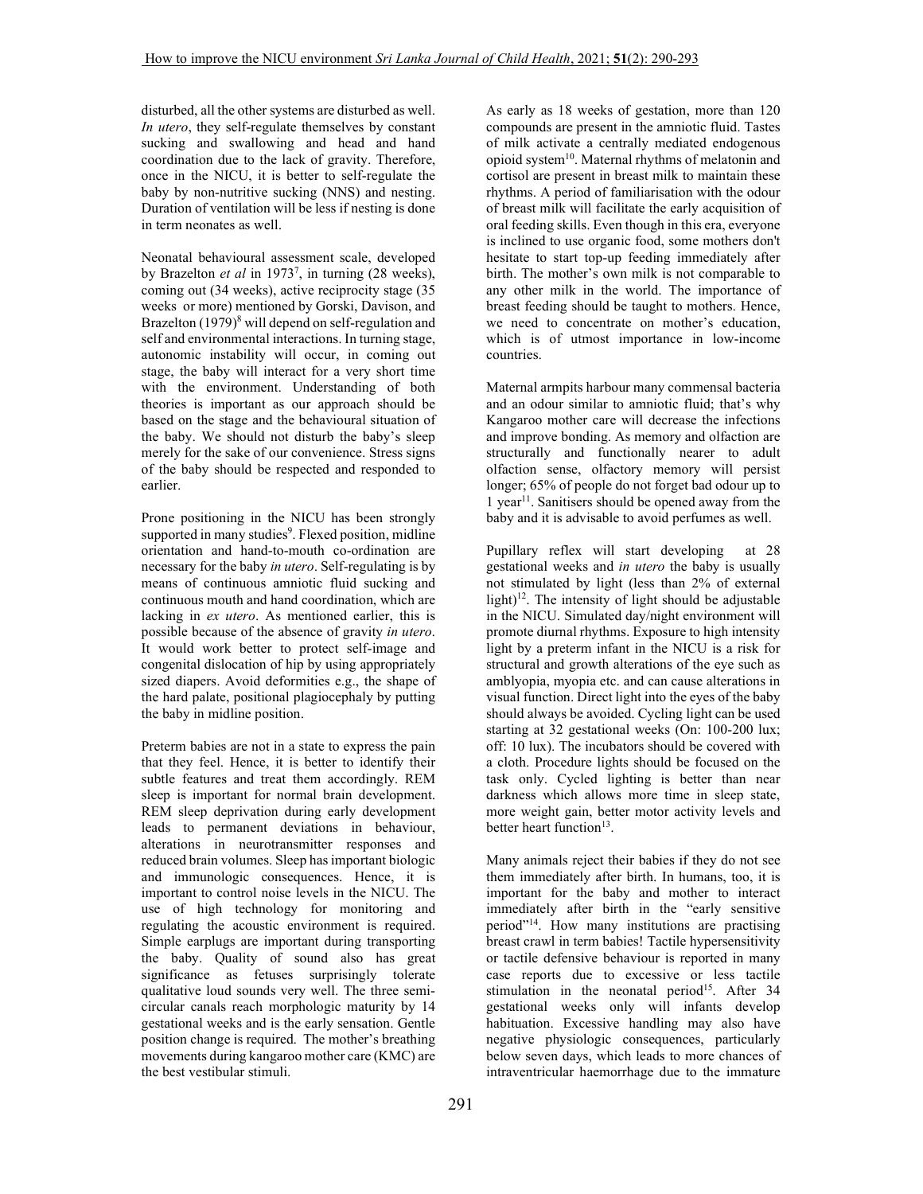disturbed, all the other systems are disturbed as well. *In utero*, they self-regulate themselves by constant sucking and swallowing and head and hand coordination due to the lack of gravity. Therefore, once in the NICU, it is better to self-regulate the baby by non-nutritive sucking (NNS) and nesting. Duration of ventilation will be less if nesting is done in term neonates as well.

Neonatal behavioural assessment scale, developed by Brazelton *et al* in 1973[7], in turning (28 weeks), coming out (34 weeks), active reciprocity stage (35 weeks or more) mentioned by Gorski, Davison, and Brazelton (1979)[8] will depend on self-regulation and self and environmental interactions. In turning stage, autonomic instability will occur, in coming out stage, the baby will interact for a very short time with the environment. Understanding of both theories is important as our approach should be based on the stage and the behavioural situation of the baby. We should not disturb the baby's sleep merely for the sake of our convenience. Stress signs of the baby should be respected and responded to earlier.

Prone positioning in the NICU has been strongly supported in many studies[9]. Flexed position, midline orientation and hand-to-mouth co-ordination are necessary for the baby *in utero*. Self-regulating is by means of continuous amniotic fluid sucking and continuous mouth and hand coordination, which are lacking in *ex utero*. As mentioned earlier, this is possible because of the absence of gravity *in utero*. It would work better to protect self-image and congenital dislocation of hip by using appropriately sized diapers. Avoid deformities e.g., the shape of the hard palate, positional plagiocephaly by putting the baby in midline position.

Preterm babies are not in a state to express the pain that they feel. Hence, it is better to identify their subtle features and treat them accordingly. REM sleep is important for normal brain development. REM sleep deprivation during early development leads to permanent deviations in behaviour, alterations in neurotransmitter responses and reduced brain volumes. Sleep has important biologic and immunologic consequences. Hence, it is important to control noise levels in the NICU. The use of high technology for monitoring and regulating the acoustic environment is required. Simple earplugs are important during transporting the baby. Quality of sound also has great significance as fetuses surprisingly tolerate qualitative loud sounds very well. The three semi-circular canals reach morphologic maturity by 14 gestational weeks and is the early sensation. Gentle position change is required. The mother's breathing movements during kangaroo mother care (KMC) are the best vestibular stimuli.

As early as 18 weeks of gestation, more than 120 compounds are present in the amniotic fluid. Tastes of milk activate a centrally mediated endogenous opioid system[10]. Maternal rhythms of melatonin and cortisol are present in breast milk to maintain these rhythms. A period of familiarisation with the odour of breast milk will facilitate the early acquisition of oral feeding skills. Even though in this era, everyone is inclined to use organic food, some mothers don't hesitate to start top-up feeding immediately after birth. The mother's own milk is not comparable to any other milk in the world. The importance of breast feeding should be taught to mothers. Hence, we need to concentrate on mother's education, which is of utmost importance in low-income countries.

Maternal armpits harbour many commensal bacteria and an odour similar to amniotic fluid; that's why Kangaroo mother care will decrease the infections and improve bonding. As memory and olfaction are structurally and functionally nearer to adult olfaction sense, olfactory memory will persist longer; 65% of people do not forget bad odour up to 1 year[11]. Sanitisers should be opened away from the baby and it is advisable to avoid perfumes as well.

Pupillary reflex will start developing at 28 gestational weeks and *in utero* the baby is usually not stimulated by light (less than 2% of external light)[12]. The intensity of light should be adjustable in the NICU. Simulated day/night environment will promote diurnal rhythms. Exposure to high intensity light by a preterm infant in the NICU is a risk for structural and growth alterations of the eye such as amblyopia, myopia etc. and can cause alterations in visual function. Direct light into the eyes of the baby should always be avoided. Cycling light can be used starting at 32 gestational weeks (On: 100-200 lux; off: 10 lux). The incubators should be covered with a cloth. Procedure lights should be focused on the task only. Cycled lighting is better than near darkness which allows more time in sleep state, more weight gain, better motor activity levels and better heart function[13].

Many animals reject their babies if they do not see them immediately after birth. In humans, too, it is important for the baby and mother to interact immediately after birth in the "early sensitive period"[14]. How many institutions are practising breast crawl in term babies! Tactile hypersensitivity or tactile defensive behaviour is reported in many case reports due to excessive or less tactile stimulation in the neonatal period[15]. After 34 gestational weeks only will infants develop habituation. Excessive handling may also have negative physiologic consequences, particularly below seven days, which leads to more chances of intraventricular haemorrhage due to the immature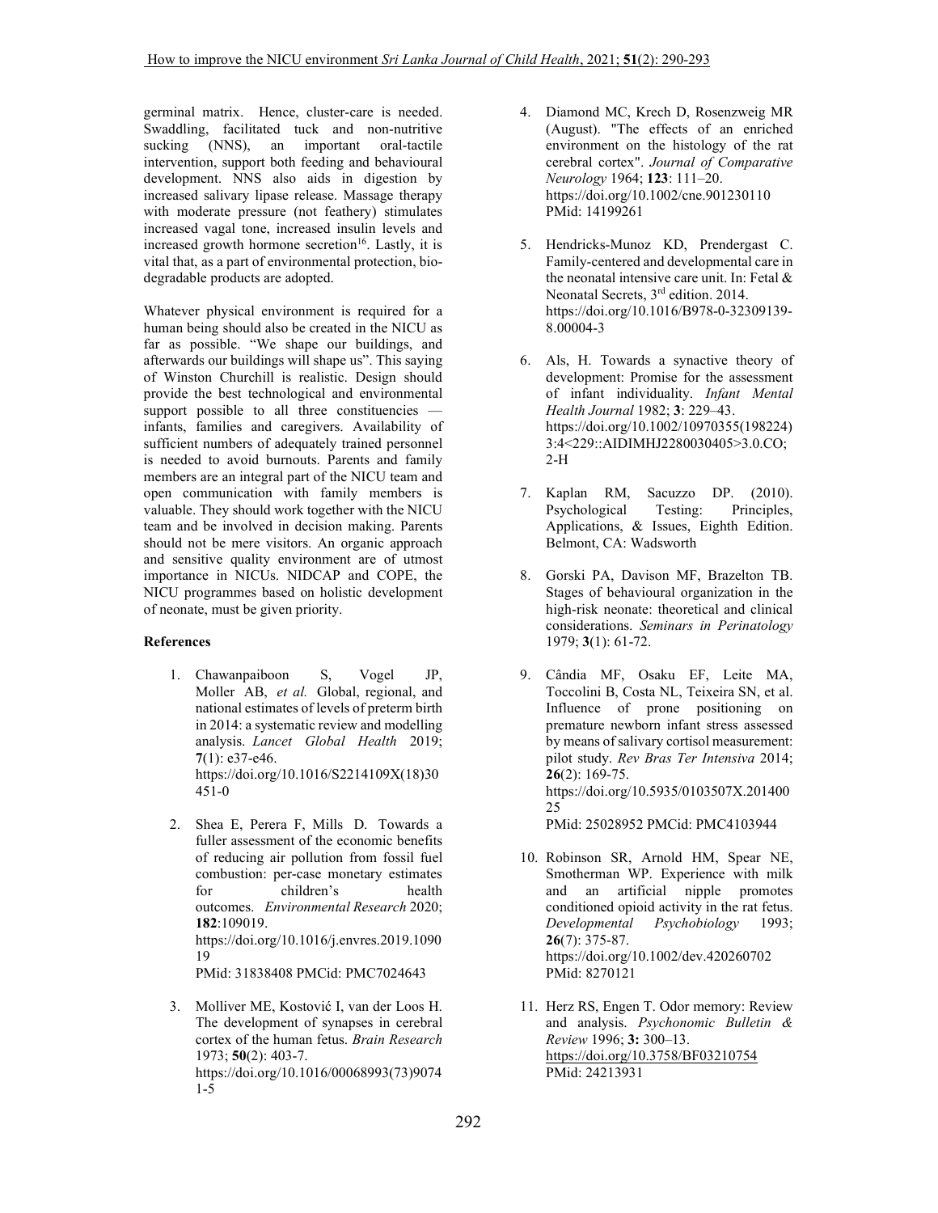germinal matrix. Hence, cluster-care is needed. Swaddling, facilitated tuck and non-nutritive sucking (NNS), an important oral-tactile intervention, support both feeding and behavioural development. NNS also aids in digestion by increased salivary lipase release. Massage therapy with moderate pressure (not feathery) stimulates increased vagal tone, increased insulin levels and increased growth hormone secretion[16]. Lastly, it is vital that, as a part of environmental protection, bio-degradable products are adopted.

Whatever physical environment is required for a human being should also be created in the NICU as far as possible. "We shape our buildings, and afterwards our buildings will shape us". This saying of Winston Churchill is realistic. Design should provide the best technological and environmental support possible to all three constituencies — infants, families and caregivers. Availability of sufficient numbers of adequately trained personnel is needed to avoid burnouts. Parents and family members are an integral part of the NICU team and open communication with family members is valuable. They should work together with the NICU team and be involved in decision making. Parents should not be mere visitors. An organic approach and sensitive quality environment are of utmost importance in NICUs. NIDCAP and COPE, the NICU programmes based on holistic development of neonate, must be given priority.

**References**

1. Chawanpaiboon S, Vogel JP, Moller AB, *et al.* Global, regional, and national estimates of levels of preterm birth in 2014: a systematic review and modelling analysis. *Lancet Global Health* 2019; **7**(1): e37-e46. https://doi.org/10.1016/S2214109X(18)30451-0

2. Shea E, Perera F, Mills D. Towards a fuller assessment of the economic benefits of reducing air pollution from fossil fuel combustion: per-case monetary estimates for children's health outcomes. *Environmental Research* 2020; **182**:109019. https://doi.org/10.1016/j.envres.2019.109019 PMid: 31838408 PMCid: PMC7024643

3. Molliver ME, Kostović I, van der Loos H. The development of synapses in cerebral cortex of the human fetus. *Brain Research* 1973; **50**(2): 403-7. https://doi.org/10.1016/00068993(73)90741-5

4. Diamond MC, Krech D, Rosenzweig MR (August). "The effects of an enriched environment on the histology of the rat cerebral cortex". *Journal of Comparative Neurology* 1964; **123**: 111–20. https://doi.org/10.1002/cne.901230110 PMid: 14199261

5. Hendricks-Munoz KD, Prendergast C. Family-centered and developmental care in the neonatal intensive care unit. In: Fetal & Neonatal Secrets, 3rd edition. 2014. https://doi.org/10.1016/B978-0-32309139-8.00004-3

6. Als, H. Towards a synactive theory of development: Promise for the assessment of infant individuality. *Infant Mental Health Journal* 1982; **3**: 229–43. https://doi.org/10.1002/10970355(198224)3:4<229::AIDIMHJ2280030405>3.0.CO;2-H

7. Kaplan RM, Sacuzzo DP. (2010). Psychological Testing: Principles, Applications, & Issues, Eighth Edition. Belmont, CA: Wadsworth

8. Gorski PA, Davison MF, Brazelton TB. Stages of behavioural organization in the high-risk neonate: theoretical and clinical considerations. *Seminars in Perinatology* 1979; **3**(1): 61-72.

9. Cândia MF, Osaku EF, Leite MA, Toccolini B, Costa NL, Teixeira SN, et al. Influence of prone positioning on premature newborn infant stress assessed by means of salivary cortisol measurement: pilot study. *Rev Bras Ter Intensiva* 2014; **26**(2): 169-75. https://doi.org/10.5935/0103507X.20140025 PMid: 25028952 PMCid: PMC4103944

10. Robinson SR, Arnold HM, Spear NE, Smotherman WP. Experience with milk and an artificial nipple promotes conditioned opioid activity in the rat fetus. *Developmental Psychobiology* 1993; **26**(7): 375-87. https://doi.org/10.1002/dev.420260702 PMid: 8270121

11. Herz RS, Engen T. Odor memory: Review and analysis. *Psychonomic Bulletin & Review* 1996; **3:** 300–13. https://doi.org/10.3758/BF03210754 PMid: 24213931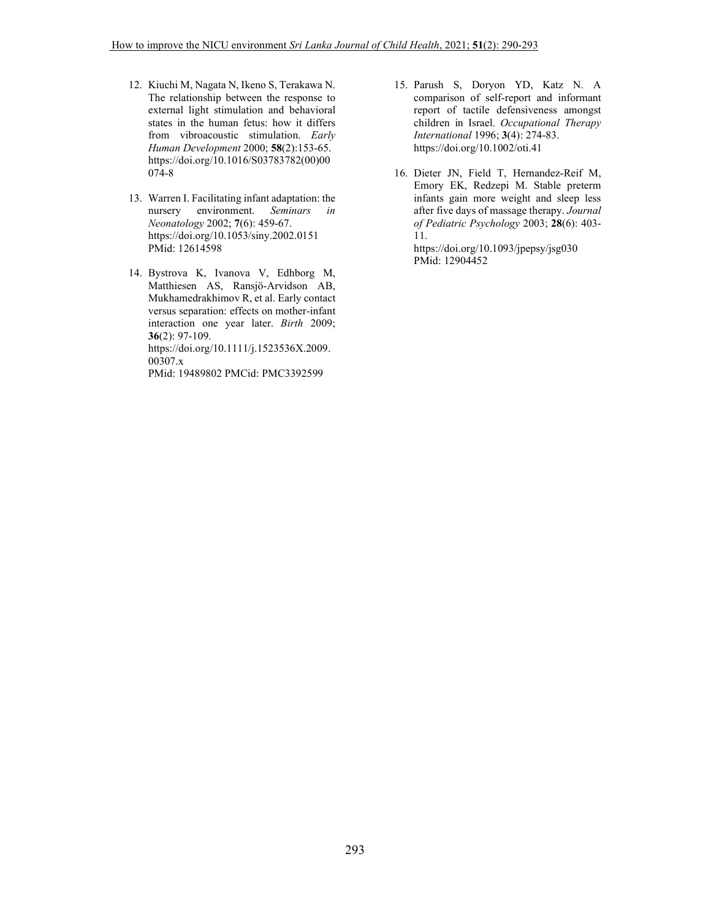12. Kiuchi M, Nagata N, Ikeno S, Terakawa N. The relationship between the response to external light stimulation and behavioral states in the human fetus: how it differs from vibroacoustic stimulation. *Early Human Development* 2000; **58**(2):153-65. https://doi.org/10.1016/S03783782(00)00074-8

13. Warren I. Facilitating infant adaptation: the nursery environment. *Seminars in Neonatology* 2002; **7**(6): 459-67. https://doi.org/10.1053/siny.2002.0151 PMid: 12614598

14. Bystrova K, Ivanova V, Edhborg M, Matthiesen AS, Ransjö-Arvidson AB, Mukhamedrakhimov R, et al. Early contact versus separation: effects on mother-infant interaction one year later. *Birth* 2009; **36**(2): 97-109. https://doi.org/10.1111/j.1523536X.2009.00307.x PMid: 19489802 PMCid: PMC3392599

15. Parush S, Doryon YD, Katz N. A comparison of self-report and informant report of tactile defensiveness amongst children in Israel. *Occupational Therapy International* 1996; **3**(4): 274-83. https://doi.org/10.1002/oti.41

16. Dieter JN, Field T, Hernandez-Reif M, Emory EK, Redzepi M. Stable preterm infants gain more weight and sleep less after five days of massage therapy. *Journal of Pediatric Psychology* 2003; **28**(6): 403-11. https://doi.org/10.1093/jpepsy/jsg030 PMid: 12904452